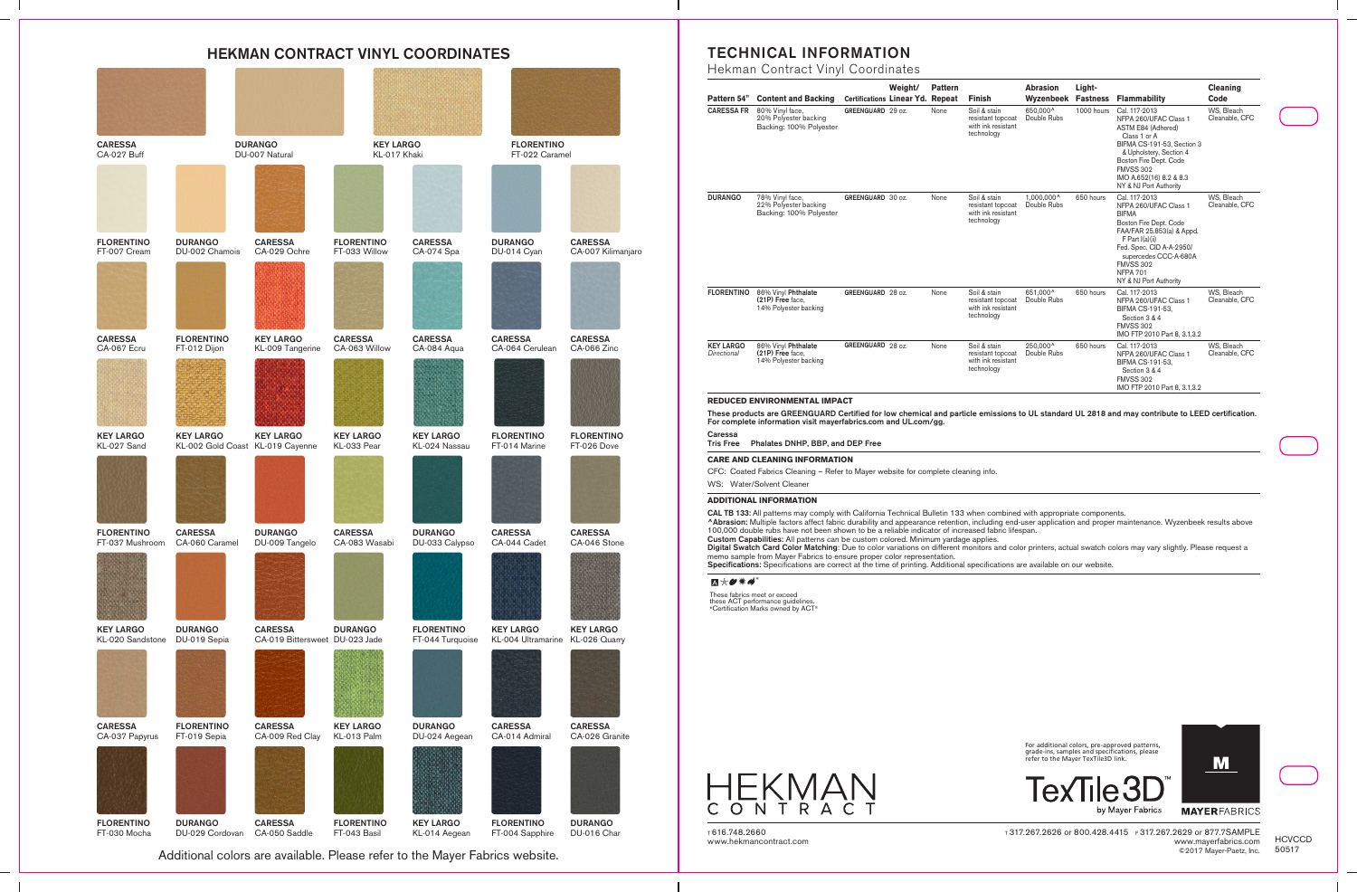# HEKMAN CONTRACT VINYL COORDINATES

CARESSA
CA-027 Buff

DURANGO
DU-007 Natural

KEY LARGO
KL-017 Khaki

FLORENTINO
FT-022 Caramel

FLORENTINO
FT-007 Cream

DURANGO
DU-002 Chamois

CARESSA
CA-029 Ochre

FLORENTINO
FT-033 Willow

CARESSA
CA-074 Spa

DURANGO
DU-014 Cyan

CARESSA
CA-007 Kilimanjaro

CARESSA
CA-067 Ecru

FLORENTINO
FT-012 Dijon

KEY LARGO
KL-009 Tangerine

CARESSA
CA-063 Willow

CARESSA
CA-084 Aqua

CARESSA
CA-064 Cerulean

CARESSA
CA-066 Zinc

KEY LARGO
KL-027 Sand

KEY LARGO
KL-002 Gold Coast

KEY LARGO
KL-019 Cayenne

KEY LARGO
KL-033 Pear

KEY LARGO
KL-024 Nassau

FLORENTINO
FT-014 Marine

FLORENTINO
FT-026 Dove

FLORENTINO
FT-037 Mushroom

CARESSA
CA-060 Caramel

DURANGO
DU-009 Tangelo

CARESSA
CA-083 Wasabi

DURANGO
DU-033 Calypso

CARESSA
CA-044 Cadet

CARESSA
CA-046 Stone

KEY LARGO
KL-020 Sandstone

DURANGO
DU-019 Sepia

CARESSA
CA-019 Bittersweet

DURANGO
DU-023 Jade

FLORENTINO
FT-044 Turquoise

KEY LARGO
KL-004 Ultramarine

KEY LARGO
KL-026 Quarry

CARESSA
CA-037 Papyrus

FLORENTINO
FT-019 Sepia

CARESSA
CA-009 Red Clay

KEY LARGO
KL-013 Palm

DURANGO
DU-024 Aegean

CARESSA
CA-014 Admiral

CARESSA
CA-026 Granite

FLORENTINO
FT-030 Mocha

DURANGO
DU-029 Cordovan

CARESSA
CA-050 Saddle

FLORENTINO
FT-043 Basil

KEY LARGO
KL-014 Aegean

FLORENTINO
FT-004 Sapphire

DURANGO
DU-016 Char

Additional colors are available. Please refer to the Mayer Fabrics website.

# TECHNICAL INFORMATION

Hekman Contract Vinyl Coordinates

| Pattern 54" | Content and Backing | Certifications | Weight/ Linear Yd. | Pattern Repeat | Finish | Abrasion Wyzenbeek | Light-Fastness | Flammability | Cleaning Code |
|---|---|---|---|---|---|---|---|---|---|
| CARESSA FR | 80% Vinyl face, 20% Polyester backing Backing: 100% Polyester | GREENGUARD | 29 oz. | None | Soil & stain resistant topcoat with ink resistant technology | 650,000^ Double Rubs | 1000 hours | Cal. 117-2013 NFPA 260/UFAC Class 1 ASTM E84 (Adhered) Class 1 or A BIFMA CS-191-53, Section 3 & Upholstery, Section 4 Boston Fire Dept. Code FMVSS 302 IMO A.652(16) 8.2 & 8.3 NY & NJ Port Authority | WS, Bleach Cleanable, CFC |
| DURANGO | 78% Vinyl face, 22% Polyester backing Backing: 100% Polyester | GREENGUARD | 30 oz. | None | Soil & stain resistant topcoat with ink resistant technology | 1,000,000^ Double Rubs | 650 hours | Cal. 117-2013 NFPA 260/UFAC Class 1 BIFMA Boston Fire Dept. Code FAA/FAR 25.853(a) & Appd. F Part I(a)(i) Fed. Spec. CID A-A-2950/ supercedes CCC-A-680A FMVSS 302 NFPA 701 NY & NJ Port Authority | WS, Bleach Cleanable, CFC |
| FLORENTINO | 86% Vinyl **Phthalate (21P) Free** face, 14% Polyester backing | GREENGUARD | 28 oz. | None | Soil & stain resistant topcoat with ink resistant technology | 651,000^ Double Rubs | 650 hours | Cal. 117-2013 NFPA 260/UFAC Class 1 BIFMA CS-191-53, Section 3 & 4 FMVSS 302 IMO FTP 2010 Part 8, 3.1.3.2 | WS, Bleach Cleanable, CFC |
| KEY LARGO *Directional* | 86% Vinyl **Phthalate (21P) Free** face, 14% Polyester backing | GREENGUARD | 28 oz. | None | Soil & stain resistant topcoat with ink resistant technology | 250,000^ Double Rubs | 650 hours | Cal. 117-2013 NFPA 260/UFAC Class 1 BIFMA CS-191-53, Section 3 & 4 FMVSS 302 IMO FTP 2010 Part 8, 3.1.3.2 | WS, Bleach Cleanable, CFC |

**REDUCED ENVIRONMENTAL IMPACT**

**These products are GREENGUARD Certified for low chemical and particle emissions to UL standard UL 2818 and may contribute to LEED certification. For complete information visit mayerfabrics.com and UL.com/gg.**

**Caressa**
**Tris Free  Phalates DNHP, BBP, and DEP Free**

**CARE AND CLEANING INFORMATION**

CFC: Coated Fabrics Cleaning – Refer to Mayer website for complete cleaning info.

WS: Water/Solvent Cleaner

**ADDITIONAL INFORMATION**

**CAL TB 133:** All patterns may comply with California Technical Bulletin 133 when combined with appropriate components.
**^Abrasion:** Multiple factors affect fabric durability and appearance retention, including end-user application and proper maintenance. Wyzenbeek results above 100,000 double rubs have not been shown to be a reliable indicator of increased fabric lifespan.
**Custom Capabilities:** All patterns can be custom colored. Minimum yardage applies.
**Digital Swatch Card Color Matching:** Due to color variations on different monitors and color printers, actual swatch colors may vary slightly. Please request a memo sample from Mayer Fabrics to ensure proper color representation.
**Specifications:** Specifications are correct at the time of printing. Additional specifications are available on our website.

These fabrics meet or exceed these ACT performance guidelines. *Certification Marks owned by ACT®

For additional colors, pre-approved patterns, grade-ins, samples and specifications, please refer to the Mayer TexTile3D link.

HEKMAN CONTRACT

T 616.748.2660
www.hekmancontract.com

TexTile3D™ by Mayer Fabrics

MAYERFABRICS

T 317.267.2626 or 800.428.4415  F 317.267.2629 or 877.7SAMPLE
www.mayerfabrics.com
©2017 Mayer-Paetz, Inc.

HCVCCD
50517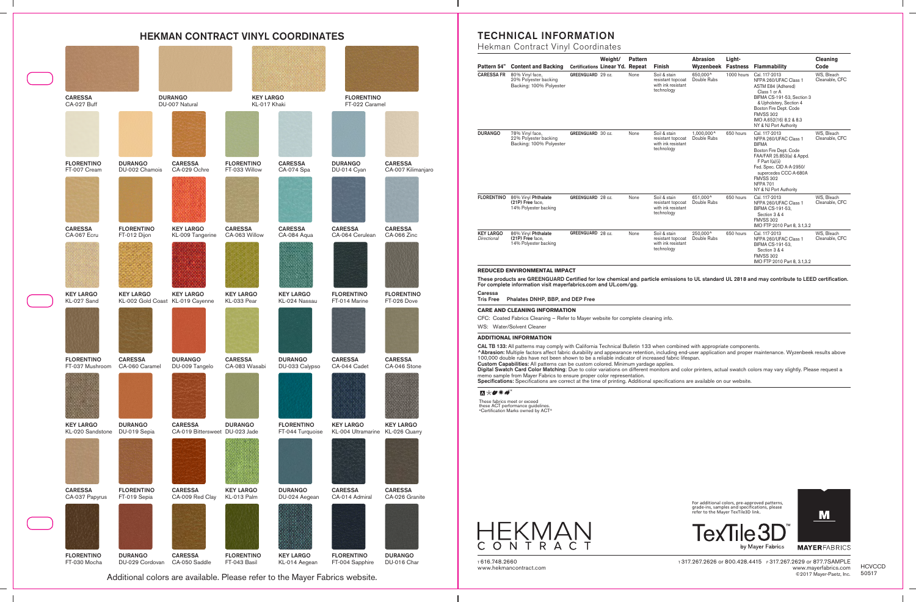# HEKMAN CONTRACT VINYL COORDINATES

CARESSA
CA-027 Buff

DURANGO
DU-007 Natural

KEY LARGO
KL-017 Khaki

FLORENTINO
FT-022 Caramel

FLORENTINO
FT-007 Cream

DURANGO
DU-002 Chamois

CARESSA
CA-029 Ochre

FLORENTINO
FT-033 Willow

CARESSA
CA-074 Spa

DURANGO
DU-014 Cyan

CARESSA
CA-007 Kilimanjaro

CARESSA
CA-067 Ecru

FLORENTINO
FT-012 Dijon

KEY LARGO
KL-009 Tangerine

CARESSA
CA-063 Willow

CARESSA
CA-084 Aqua

CARESSA
CA-064 Cerulean

CARESSA
CA-066 Zinc

KEY LARGO
KL-027 Sand

KEY LARGO
KL-002 Gold Coast

KEY LARGO
KL-019 Cayenne

KEY LARGO
KL-033 Pear

KEY LARGO
KL-024 Nassau

FLORENTINO
FT-014 Marine

FLORENTINO
FT-026 Dove

FLORENTINO
FT-037 Mushroom

CARESSA
CA-060 Caramel

DURANGO
DU-009 Tangelo

CARESSA
CA-083 Wasabi

DURANGO
DU-033 Calypso

CARESSA
CA-044 Cadet

CARESSA
CA-046 Stone

KEY LARGO
KL-020 Sandstone

DURANGO
DU-019 Sepia

CARESSA
CA-019 Bittersweet

DURANGO
DU-023 Jade

FLORENTINO
FT-044 Turquoise

KEY LARGO
KL-004 Ultramarine

KEY LARGO
KL-026 Quarry

CARESSA
CA-037 Papyrus

FLORENTINO
FT-019 Sepia

CARESSA
CA-009 Red Clay

KEY LARGO
KL-013 Palm

DURANGO
DU-024 Aegean

CARESSA
CA-014 Admiral

CARESSA
CA-026 Granite

FLORENTINO
FT-030 Mocha

DURANGO
DU-029 Cordovan

CARESSA
CA-050 Saddle

FLORENTINO
FT-043 Basil

KEY LARGO
KL-014 Aegean

FLORENTINO
FT-004 Sapphire

DURANGO
DU-016 Char

Additional colors are available. Please refer to the Mayer Fabrics website.

# TECHNICAL INFORMATION

Hekman Contract Vinyl Coordinates

| Pattern 54" | Content and Backing | Certifications | Weight/ Linear Yd. | Pattern Repeat | Finish | Abrasion Wyzenbeek | Light-Fastness | Flammability | Cleaning Code |
|---|---|---|---|---|---|---|---|---|---|
| CARESSA FR | 80% Vinyl face, 20% Polyester backing Backing: 100% Polyester | GREENGUARD | 29 oz. | None | Soil & stain resistant topcoat with ink resistant technology | 650,000^ Double Rubs | 1000 hours | Cal. 117-2013 NFPA 260/UFAC Class 1 ASTM E84 (Adhered) Class 1 or A BIFMA CS-191-53, Section 3 & Upholstery, Section 4 Boston Fire Dept. Code FMVSS 302 IMO A.652(16) 8.2 & 8.3 NY & NJ Port Authority | WS, Bleach Cleanable, CFC |
| DURANGO | 78% Vinyl face, 22% Polyester backing Backing: 100% Polyester | GREENGUARD | 30 oz. | None | Soil & stain resistant topcoat with ink resistant technology | 1,000,000^ Double Rubs | 650 hours | Cal. 117-2013 NFPA 260/UFAC Class 1 BIFMA Boston Fire Dept. Code FAA/FAR 25.853(a) & Appd. F Part I(a)(i) Fed. Spec. CID A-A-2950/ supercedes CCC-A-680A FMVSS 302 NFPA 701 NY & NJ Port Authority | WS, Bleach Cleanable, CFC |
| FLORENTINO | 86% Vinyl **Phthalate (21P) Free** face, 14% Polyester backing | GREENGUARD | 28 oz. | None | Soil & stain resistant topcoat with ink resistant technology | 651,000^ Double Rubs | 650 hours | Cal. 117-2013 NFPA 260/UFAC Class 1 BIFMA CS-191-53, Section 3 & 4 FMVSS 302 IMO FTP 2010 Part 8, 3.1.3.2 | WS, Bleach Cleanable, CFC |
| KEY LARGO *Directional* | 86% Vinyl **Phthalate (21P) Free** face, 14% Polyester backing | GREENGUARD | 28 oz. | None | Soil & stain resistant topcoat with ink resistant technology | 250,000^ Double Rubs | 650 hours | Cal. 117-2013 NFPA 260/UFAC Class 1 BIFMA CS-191-53, Section 3 & 4 FMVSS 302 IMO FTP 2010 Part 8, 3.1.3.2 | WS, Bleach Cleanable, CFC |

### REDUCED ENVIRONMENTAL IMPACT

**These products are GREENGUARD Certified for low chemical and particle emissions to UL standard UL 2818 and may contribute to LEED certification. For complete information visit mayerfabrics.com and UL.com/gg.**

**Caressa**
**Tris Free** Phalates DNHP, BBP, and DEP Free

### CARE AND CLEANING INFORMATION

CFC: Coated Fabrics Cleaning – Refer to Mayer website for complete cleaning info.

WS: Water/Solvent Cleaner

### ADDITIONAL INFORMATION

**CAL TB 133:** All patterns may comply with California Technical Bulletin 133 when combined with appropriate components.
**^Abrasion:** Multiple factors affect fabric durability and appearance retention, including end-user application and proper maintenance. Wyzenbeek results above 100,000 double rubs have not been shown to be a reliable indicator of increased fabric lifespan.
**Custom Capabilities:** All patterns can be custom colored. Minimum yardage applies.
**Digital Swatch Card Color Matching:** Due to color variations on different monitors and color printers, actual swatch colors may vary slightly. Please request a memo sample from Mayer Fabrics to ensure proper color representation.
**Specifications:** Specifications are correct at the time of printing. Additional specifications are available on our website.

These fabrics meet or exceed these ACT performance guidelines.
*Certification Marks owned by ACT®

HEKMAN CONTRACT

T 616.748.2660
www.hekmancontract.com

For additional colors, pre-approved patterns, grade-ins, samples and specifications, please refer to the Mayer TexTile3D link.

TexTile3D™ by Mayer Fabrics

MAYERFABRICS

T 317.267.2626 or 800.428.4415 F 317.267.2629 or 877.7SAMPLE
www.mayerfabrics.com
©2017 Mayer-Paetz, Inc.

HCVCCD
50517